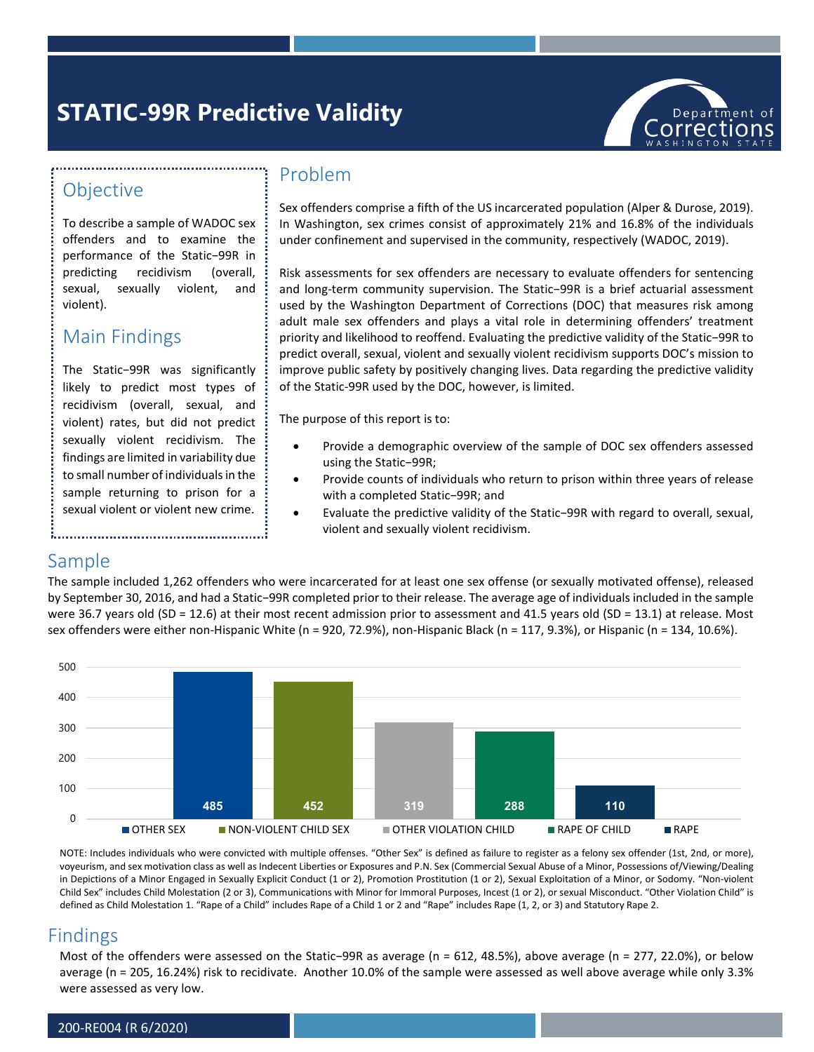# STATIC-99R Predictive Validity

## Objective

To describe a sample of WADOC sex offenders and to examine the performance of the Static−99R in predicting recidivism (overall, sexual, sexually violent, and violent).

## Main Findings

The Static−99R was significantly likely to predict most types of recidivism (overall, sexual, and violent) rates, but did not predict sexually violent recidivism. The findings are limited in variability due to small number of individuals in the sample returning to prison for a sexual violent or violent new crime.

## Problem

Sex offenders comprise a fifth of the US incarcerated population (Alper & Durose, 2019). In Washington, sex crimes consist of approximately 21% and 16.8% of the individuals under confinement and supervised in the community, respectively (WADOC, 2019).

Risk assessments for sex offenders are necessary to evaluate offenders for sentencing and long-term community supervision. The Static−99R is a brief actuarial assessment used by the Washington Department of Corrections (DOC) that measures risk among adult male sex offenders and plays a vital role in determining offenders' treatment priority and likelihood to reoffend. Evaluating the predictive validity of the Static−99R to predict overall, sexual, violent and sexually violent recidivism supports DOC's mission to improve public safety by positively changing lives. Data regarding the predictive validity of the Static-99R used by the DOC, however, is limited.

The purpose of this report is to:

- Provide a demographic overview of the sample of DOC sex offenders assessed using the Static−99R;
- Provide counts of individuals who return to prison within three years of release with a completed Static−99R; and
- Evaluate the predictive validity of the Static−99R with regard to overall, sexual, violent and sexually violent recidivism.

## Sample

The sample included 1,262 offenders who were incarcerated for at least one sex offense (or sexually motivated offense), released by September 30, 2016, and had a Static−99R completed prior to their release. The average age of individuals included in the sample were 36.7 years old (SD = 12.6) at their most recent admission prior to assessment and 41.5 years old (SD = 13.1) at release. Most sex offenders were either non-Hispanic White (n = 920, 72.9%), non-Hispanic Black (n = 117, 9.3%), or Hispanic (n = 134, 10.6%).

| Offense | Count |
|---|---|
| OTHER SEX | 485 |
| NON-VIOLENT CHILD SEX | 452 |
| OTHER VIOLATION CHILD | 319 |
| RAPE OF CHILD | 288 |
| RAPE | 110 |

NOTE: Includes individuals who were convicted with multiple offenses. "Other Sex" is defined as failure to register as a felony sex offender (1st, 2nd, or more), voyeurism, and sex motivation class as well as Indecent Liberties or Exposures and P.N. Sex (Commercial Sexual Abuse of a Minor, Possessions of/Viewing/Dealing in Depictions of a Minor Engaged in Sexually Explicit Conduct (1 or 2), Promotion Prostitution (1 or 2), Sexual Exploitation of a Minor, or Sodomy. "Non-violent Child Sex" includes Child Molestation (2 or 3), Communications with Minor for Immoral Purposes, Incest (1 or 2), or sexual Misconduct. "Other Violation Child" is defined as Child Molestation 1. "Rape of a Child" includes Rape of a Child 1 or 2 and "Rape" includes Rape (1, 2, or 3) and Statutory Rape 2.

## Findings

Most of the offenders were assessed on the Static−99R as average (n = 612, 48.5%), above average (n = 277, 22.0%), or below average (n = 205, 16.24%) risk to recidivate. Another 10.0% of the sample were assessed as well above average while only 3.3% were assessed as very low.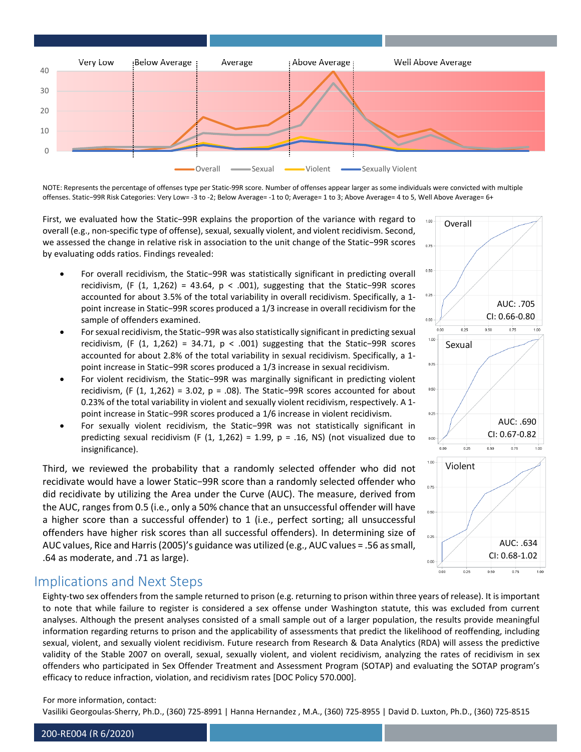Very Low | Below Average | Average | Above Average | Well Above Average

40
30
20
10
0

Overall | Sexual | Violent | Sexually Violent

NOTE: Represents the percentage of offenses type per Static-99R score. Number of offenses appear larger as some individuals were convicted with multiple offenses. Static–99R Risk Categories: Very Low= -3 to -2; Below Average= -1 to 0; Average= 1 to 3; Above Average= 4 to 5, Well Above Average= 6+

First, we evaluated how the Static–99R explains the proportion of the variance with regard to overall (e.g., non-specific type of offense), sexual, sexually violent, and violent recidivism. Second, we assessed the change in relative risk in association to the unit change of the Static–99R scores by evaluating odds ratios. Findings revealed:

- For overall recidivism, the Static–99R was statistically significant in predicting overall recidivism, ($F$ (1, 1,262) = 43.64, $p < .001$), suggesting that the Static–99R scores accounted for about 3.5% of the total variability in overall recidivism. Specifically, a 1-point increase in Static–99R scores produced a 1/3 increase in overall recidivism for the sample of offenders examined.
- For sexual recidivism, the Static–99R was also statistically significant in predicting sexual recidivism, ($F$ (1, 1,262) = 34.71, $p < .001$) suggesting that the Static–99R scores accounted for about 2.8% of the total variability in sexual recidivism. Specifically, a 1-point increase in Static–99R scores produced a 1/3 increase in sexual recidivism.
- For violent recidivism, the Static–99R was marginally significant in predicting violent recidivism, ($F$ (1, 1,262) = 3.02, $p = .08$). The Static–99R scores accounted for about 0.23% of the total variability in violent and sexually violent recidivism, respectively. A 1-point increase in Static–99R scores produced a 1/6 increase in violent recidivism.
- For sexually violent recidivism, the Static–99R was not statistically significant in predicting sexual recidivism ($F$ (1, 1,262) = 1.99, $p = .16$, NS) (not visualized due to insignificance).

Third, we reviewed the probability that a randomly selected offender who did not recidivate would have a lower Static–99R score than a randomly selected offender who did recidivate by utilizing the Area under the Curve (AUC). The measure, derived from the AUC, ranges from 0.5 (i.e., only a 50% chance that an unsuccessful offender will have a higher score than a successful offender) to 1 (i.e., perfect sorting; all unsuccessful offenders have higher risk scores than all successful offenders). In determining size of AUC values, Rice and Harris (2005)'s guidance was utilized (e.g., AUC values = .56 as small, .64 as moderate, and .71 as large).

Overall
AUC: .705
CI: 0.66-0.80

Sexual
AUC: .690
CI: 0.67-0.82

Violent
AUC: .634
CI: 0.68-1.02

## Implications and Next Steps

Eighty-two sex offenders from the sample returned to prison (e.g. returning to prison within three years of release). It is important to note that while failure to register is considered a sex offense under Washington statute, this was excluded from current analyses. Although the present analyses consisted of a small sample out of a larger population, the results provide meaningful information regarding returns to prison and the applicability of assessments that predict the likelihood of reoffending, including sexual, violent, and sexually violent recidivism. Future research from Research & Data Analytics (RDA) will assess the predictive validity of the Stable 2007 on overall, sexual, sexually violent, and violent recidivism, analyzing the rates of recidivism in sex offenders who participated in Sex Offender Treatment and Assessment Program (SOTAP) and evaluating the SOTAP program's efficacy to reduce infraction, violation, and recidivism rates [DOC Policy 570.000].

For more information, contact:
Vasiliki Georgoulas-Sherry, Ph.D., (360) 725-8991 | Hanna Hernandez , M.A., (360) 725-8955 | David D. Luxton, Ph.D., (360) 725-8515

200-RE004 (R 6/2020)